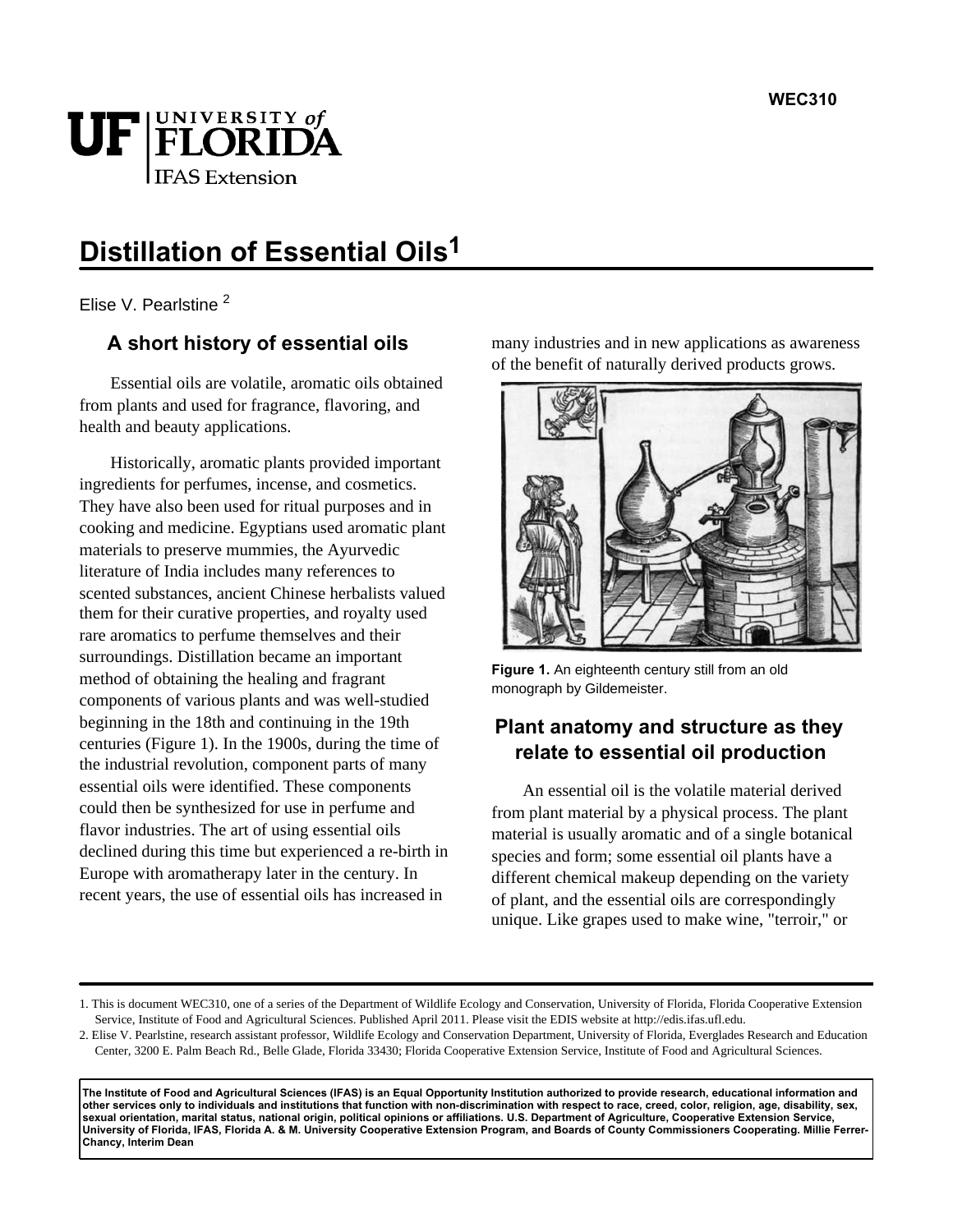# Distillation of Essential Oils[1]

Elise V. Pearlstine [2]

## A short history of essential oils

Essential oils are volatile, aromatic oils obtained from plants and used for fragrance, flavoring, and health and beauty applications.

Historically, aromatic plants provided important ingredients for perfumes, incense, and cosmetics. They have also been used for ritual purposes and in cooking and medicine. Egyptians used aromatic plant materials to preserve mummies, the Ayurvedic literature of India includes many references to scented substances, ancient Chinese herbalists valued them for their curative properties, and royalty used rare aromatics to perfume themselves and their surroundings. Distillation became an important method of obtaining the healing and fragrant components of various plants and was well-studied beginning in the 18th and continuing in the 19th centuries (Figure 1). In the 1900s, during the time of the industrial revolution, component parts of many essential oils were identified. These components could then be synthesized for use in perfume and flavor industries. The art of using essential oils declined during this time but experienced a re-birth in Europe with aromatherapy later in the century. In recent years, the use of essential oils has increased in many industries and in new applications as awareness of the benefit of naturally derived products grows.

**Figure 1.** An eighteenth century still from an old monograph by Gildemeister.

## Plant anatomy and structure as they relate to essential oil production

An essential oil is the volatile material derived from plant material by a physical process. The plant material is usually aromatic and of a single botanical species and form; some essential oil plants have a different chemical makeup depending on the variety of plant, and the essential oils are correspondingly unique. Like grapes used to make wine, "terroir," or

---

1. This is document WEC310, one of a series of the Department of Wildlife Ecology and Conservation, University of Florida, Florida Cooperative Extension Service, Institute of Food and Agricultural Sciences. Published April 2011. Please visit the EDIS website at http://edis.ifas.ufl.edu.

2. Elise V. Pearlstine, research assistant professor, Wildlife Ecology and Conservation Department, University of Florida, Everglades Research and Education Center, 3200 E. Palm Beach Rd., Belle Glade, Florida 33430; Florida Cooperative Extension Service, Institute of Food and Agricultural Sciences.

**The Institute of Food and Agricultural Sciences (IFAS) is an Equal Opportunity Institution authorized to provide research, educational information and other services only to individuals and institutions that function with non-discrimination with respect to race, creed, color, religion, age, disability, sex, sexual orientation, marital status, national origin, political opinions or affiliations. U.S. Department of Agriculture, Cooperative Extension Service, University of Florida, IFAS, Florida A. & M. University Cooperative Extension Program, and Boards of County Commissioners Cooperating. Millie Ferrer-Chancy, Interim Dean**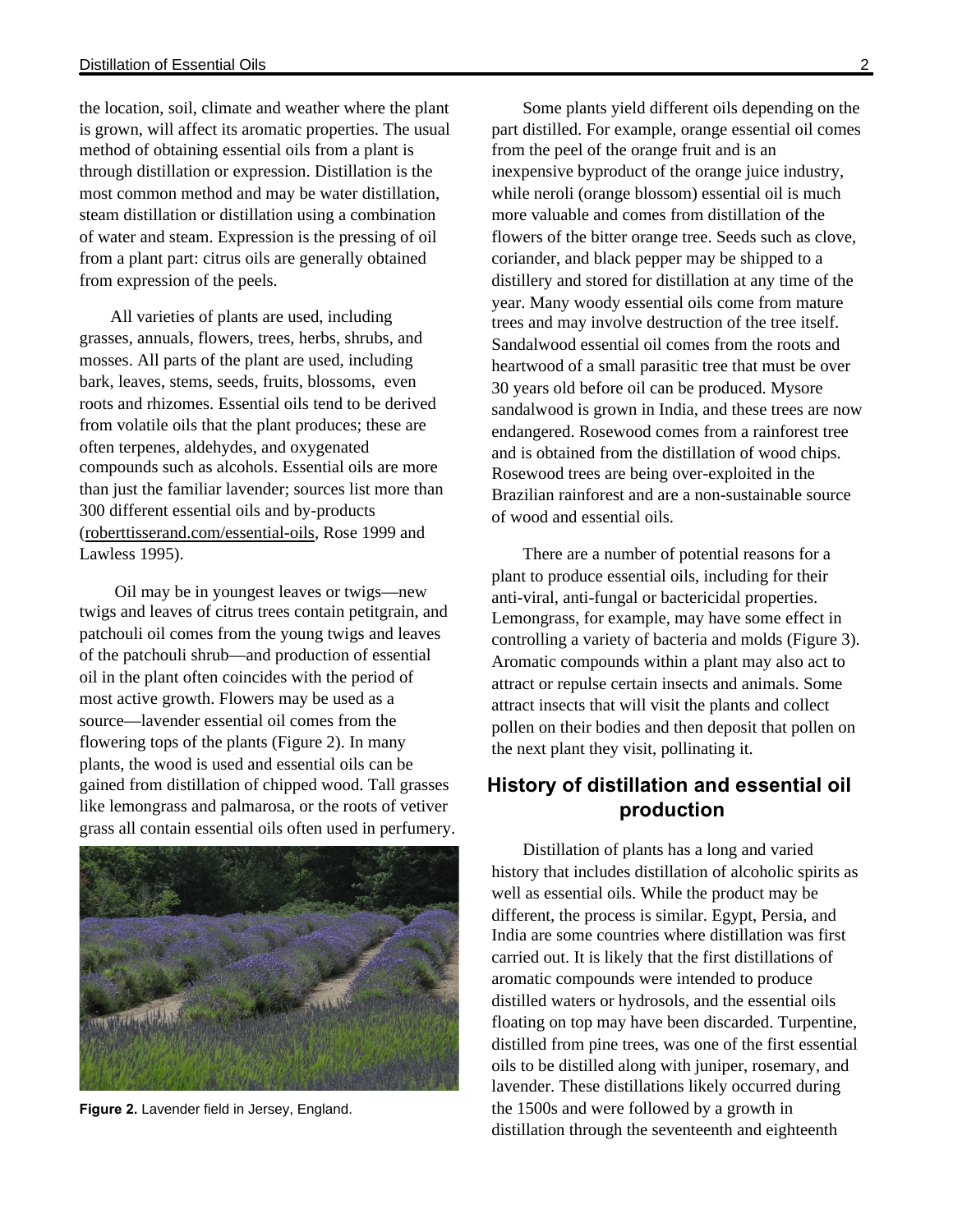the location, soil, climate and weather where the plant is grown, will affect its aromatic properties. The usual method of obtaining essential oils from a plant is through distillation or expression. Distillation is the most common method and may be water distillation, steam distillation or distillation using a combination of water and steam. Expression is the pressing of oil from a plant part: citrus oils are generally obtained from expression of the peels.

All varieties of plants are used, including grasses, annuals, flowers, trees, herbs, shrubs, and mosses. All parts of the plant are used, including bark, leaves, stems, seeds, fruits, blossoms, even roots and rhizomes. Essential oils tend to be derived from volatile oils that the plant produces; these are often terpenes, aldehydes, and oxygenated compounds such as alcohols. Essential oils are more than just the familiar lavender; sources list more than 300 different essential oils and by-products (roberttisserand.com/essential-oils, Rose 1999 and Lawless 1995).

Oil may be in youngest leaves or twigs—new twigs and leaves of citrus trees contain petitgrain, and patchouli oil comes from the young twigs and leaves of the patchouli shrub—and production of essential oil in the plant often coincides with the period of most active growth. Flowers may be used as a source—lavender essential oil comes from the flowering tops of the plants (Figure 2). In many plants, the wood is used and essential oils can be gained from distillation of chipped wood. Tall grasses like lemongrass and palmarosa, or the roots of vetiver grass all contain essential oils often used in perfumery.

**Figure 2.** Lavender field in Jersey, England.

Some plants yield different oils depending on the part distilled. For example, orange essential oil comes from the peel of the orange fruit and is an inexpensive byproduct of the orange juice industry, while neroli (orange blossom) essential oil is much more valuable and comes from distillation of the flowers of the bitter orange tree. Seeds such as clove, coriander, and black pepper may be shipped to a distillery and stored for distillation at any time of the year. Many woody essential oils come from mature trees and may involve destruction of the tree itself. Sandalwood essential oil comes from the roots and heartwood of a small parasitic tree that must be over 30 years old before oil can be produced. Mysore sandalwood is grown in India, and these trees are now endangered. Rosewood comes from a rainforest tree and is obtained from the distillation of wood chips. Rosewood trees are being over-exploited in the Brazilian rainforest and are a non-sustainable source of wood and essential oils.

There are a number of potential reasons for a plant to produce essential oils, including for their anti-viral, anti-fungal or bactericidal properties. Lemongrass, for example, may have some effect in controlling a variety of bacteria and molds (Figure 3). Aromatic compounds within a plant may also act to attract or repulse certain insects and animals. Some attract insects that will visit the plants and collect pollen on their bodies and then deposit that pollen on the next plant they visit, pollinating it.

## History of distillation and essential oil production

Distillation of plants has a long and varied history that includes distillation of alcoholic spirits as well as essential oils. While the product may be different, the process is similar. Egypt, Persia, and India are some countries where distillation was first carried out. It is likely that the first distillations of aromatic compounds were intended to produce distilled waters or hydrosols, and the essential oils floating on top may have been discarded. Turpentine, distilled from pine trees, was one of the first essential oils to be distilled along with juniper, rosemary, and lavender. These distillations likely occurred during the 1500s and were followed by a growth in distillation through the seventeenth and eighteenth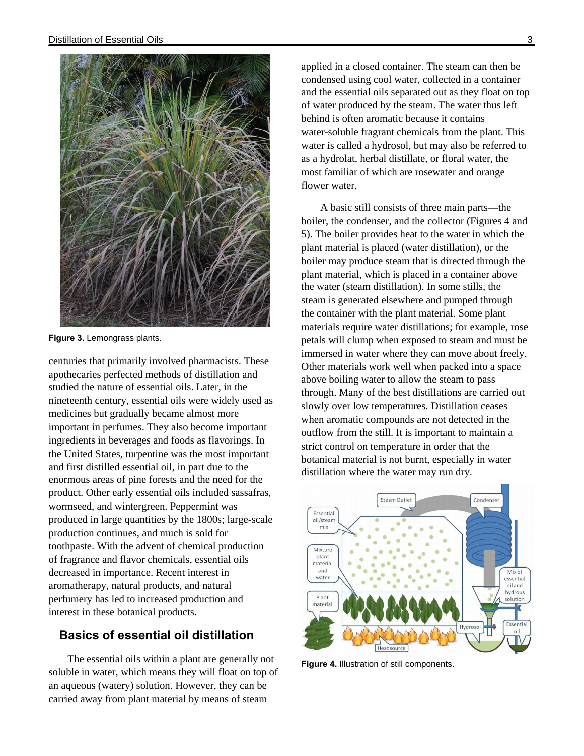Figure 3. Lemongrass plants.

centuries that primarily involved pharmacists. These apothecaries perfected methods of distillation and studied the nature of essential oils. Later, in the nineteenth century, essential oils were widely used as medicines but gradually became almost more important in perfumes. They also become important ingredients in beverages and foods as flavorings. In the United States, turpentine was the most important and first distilled essential oil, in part due to the enormous areas of pine forests and the need for the product. Other early essential oils included sassafras, wormseed, and wintergreen. Peppermint was produced in large quantities by the 1800s; large-scale production continues, and much is sold for toothpaste. With the advent of chemical production of fragrance and flavor chemicals, essential oils decreased in importance. Recent interest in aromatherapy, natural products, and natural perfumery has led to increased production and interest in these botanical products.

## Basics of essential oil distillation

The essential oils within a plant are generally not soluble in water, which means they will float on top of an aqueous (watery) solution. However, they can be carried away from plant material by means of steam applied in a closed container. The steam can then be condensed using cool water, collected in a container and the essential oils separated out as they float on top of water produced by the steam. The water thus left behind is often aromatic because it contains water-soluble fragrant chemicals from the plant. This water is called a hydrosol, but may also be referred to as a hydrolat, herbal distillate, or floral water, the most familiar of which are rosewater and orange flower water.

A basic still consists of three main parts—the boiler, the condenser, and the collector (Figures 4 and 5). The boiler provides heat to the water in which the plant material is placed (water distillation), or the boiler may produce steam that is directed through the plant material, which is placed in a container above the water (steam distillation). In some stills, the steam is generated elsewhere and pumped through the container with the plant material. Some plant materials require water distillations; for example, rose petals will clump when exposed to steam and must be immersed in water where they can move about freely. Other materials work well when packed into a space above boiling water to allow the steam to pass through. Many of the best distillations are carried out slowly over low temperatures. Distillation ceases when aromatic compounds are not detected in the outflow from the still. It is important to maintain a strict control on temperature in order that the botanical material is not burnt, especially in water distillation where the water may run dry.

Figure 4. Illustration of still components.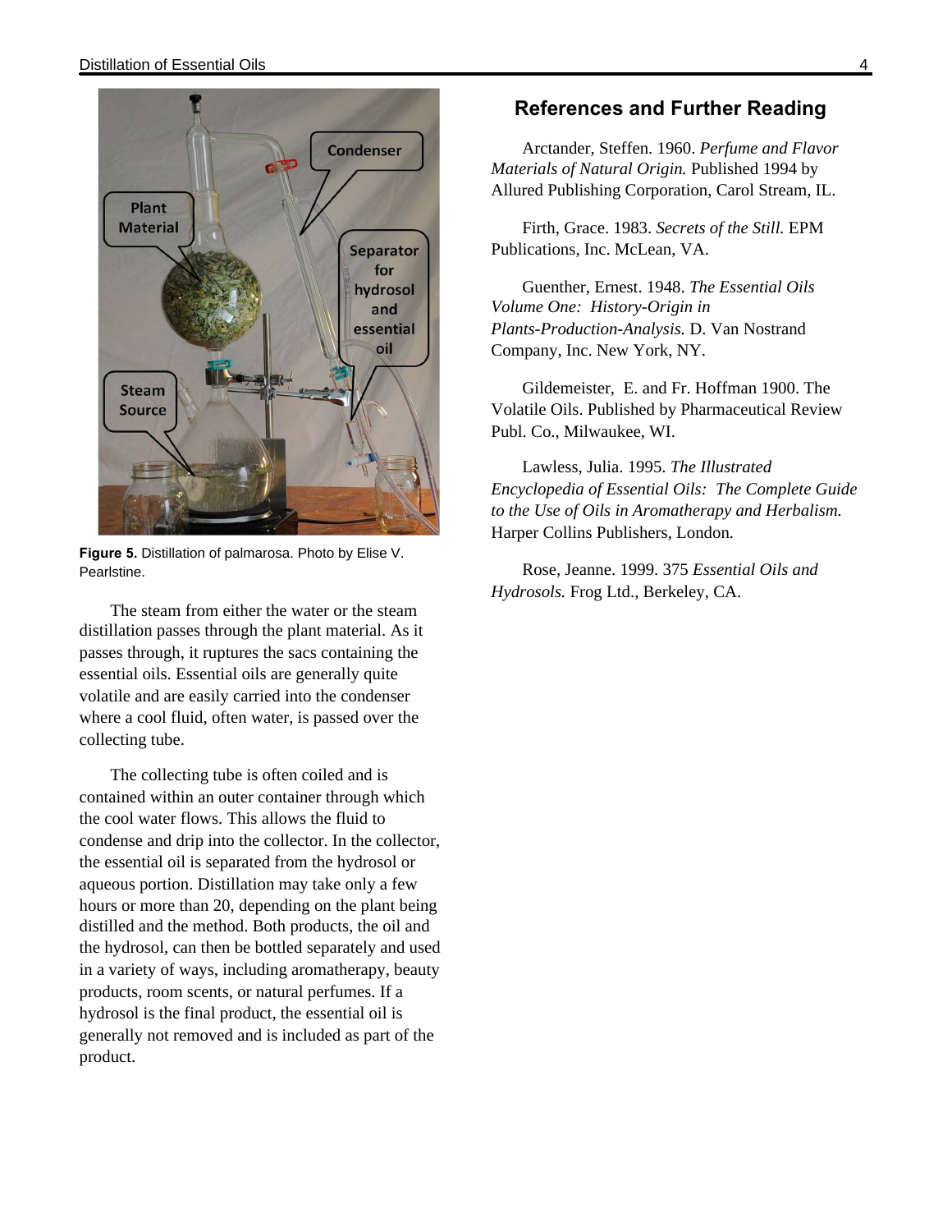Figure 5. Distillation of palmarosa. Photo by Elise V. Pearlstine.

The steam from either the water or the steam distillation passes through the plant material. As it passes through, it ruptures the sacs containing the essential oils. Essential oils are generally quite volatile and are easily carried into the condenser where a cool fluid, often water, is passed over the collecting tube.

The collecting tube is often coiled and is contained within an outer container through which the cool water flows. This allows the fluid to condense and drip into the collector. In the collector, the essential oil is separated from the hydrosol or aqueous portion. Distillation may take only a few hours or more than 20, depending on the plant being distilled and the method. Both products, the oil and the hydrosol, can then be bottled separately and used in a variety of ways, including aromatherapy, beauty products, room scents, or natural perfumes. If a hydrosol is the final product, the essential oil is generally not removed and is included as part of the product.

## References and Further Reading

Arctander, Steffen. 1960. *Perfume and Flavor Materials of Natural Origin.* Published 1994 by Allured Publishing Corporation, Carol Stream, IL.

Firth, Grace. 1983. *Secrets of the Still.* EPM Publications, Inc. McLean, VA.

Guenther, Ernest. 1948. *The Essential Oils Volume One: History-Origin in Plants-Production-Analysis.* D. Van Nostrand Company, Inc. New York, NY.

Gildemeister, E. and Fr. Hoffman 1900. The Volatile Oils. Published by Pharmaceutical Review Publ. Co., Milwaukee, WI.

Lawless, Julia. 1995. *The Illustrated Encyclopedia of Essential Oils: The Complete Guide to the Use of Oils in Aromatherapy and Herbalism.* Harper Collins Publishers, London.

Rose, Jeanne. 1999. 375 *Essential Oils and Hydrosols.* Frog Ltd., Berkeley, CA.